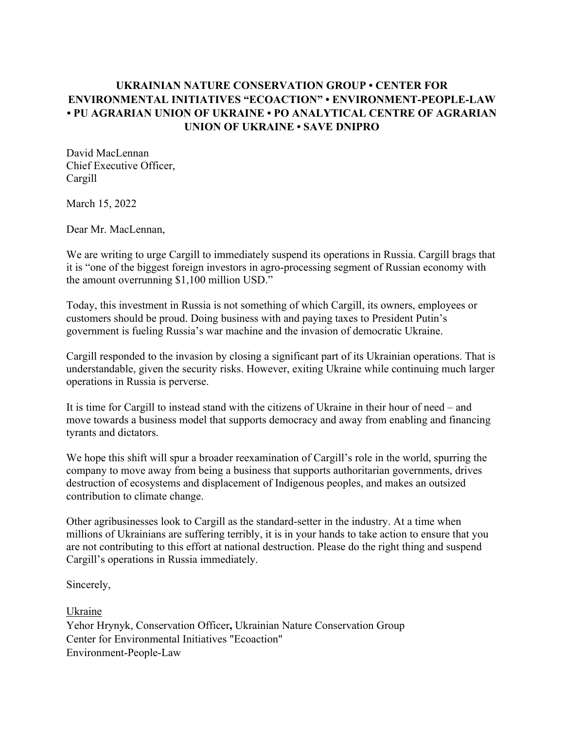**UKRAINIAN NATURE CONSERVATION GROUP • CENTER FOR ENVIRONMENTAL INITIATIVES "ECOACTION" • ENVIRONMENT-PEOPLE-LAW • PU AGRARIAN UNION OF UKRAINE • PO ANALYTICAL CENTRE OF AGRARIAN UNION OF UKRAINE • SAVE DNIPRO**

David MacLennan
Chief Executive Officer,
Cargill

March 15, 2022

Dear Mr. MacLennan,

We are writing to urge Cargill to immediately suspend its operations in Russia. Cargill brags that it is "one of the biggest foreign investors in agro-processing segment of Russian economy with the amount overrunning $1,100 million USD."

Today, this investment in Russia is not something of which Cargill, its owners, employees or customers should be proud. Doing business with and paying taxes to President Putin's government is fueling Russia's war machine and the invasion of democratic Ukraine.

Cargill responded to the invasion by closing a significant part of its Ukrainian operations. That is understandable, given the security risks. However, exiting Ukraine while continuing much larger operations in Russia is perverse.

It is time for Cargill to instead stand with the citizens of Ukraine in their hour of need – and move towards a business model that supports democracy and away from enabling and financing tyrants and dictators.

We hope this shift will spur a broader reexamination of Cargill's role in the world, spurring the company to move away from being a business that supports authoritarian governments, drives destruction of ecosystems and displacement of Indigenous peoples, and makes an outsized contribution to climate change.

Other agribusinesses look to Cargill as the standard-setter in the industry. At a time when millions of Ukrainians are suffering terribly, it is in your hands to take action to ensure that you are not contributing to this effort at national destruction. Please do the right thing and suspend Cargill's operations in Russia immediately.

Sincerely,

Ukraine
Yehor Hrynyk, Conservation Officer**,** Ukrainian Nature Conservation Group
Center for Environmental Initiatives "Ecoaction"
Environment-People-Law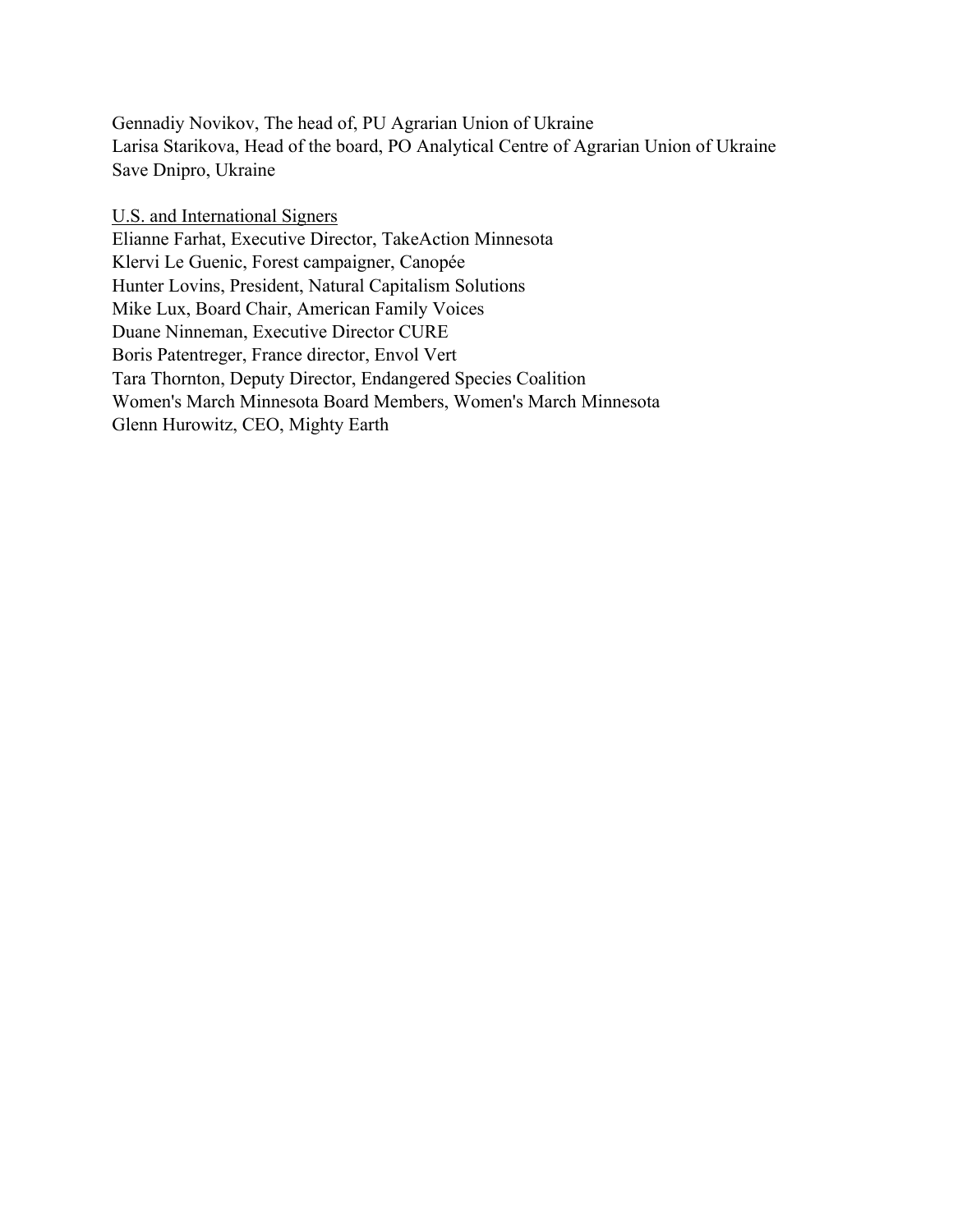Gennadiy Novikov, The head of, PU Agrarian Union of Ukraine
Larisa Starikova, Head of the board, PO Analytical Centre of Agrarian Union of Ukraine
Save Dnipro, Ukraine

<u>U.S. and International Signers</u>
Elianne Farhat, Executive Director, TakeAction Minnesota
Klervi Le Guenic, Forest campaigner, Canopée
Hunter Lovins, President, Natural Capitalism Solutions
Mike Lux, Board Chair, American Family Voices
Duane Ninneman, Executive Director CURE
Boris Patentreger, France director, Envol Vert
Tara Thornton, Deputy Director, Endangered Species Coalition
Women's March Minnesota Board Members, Women's March Minnesota
Glenn Hurowitz, CEO, Mighty Earth